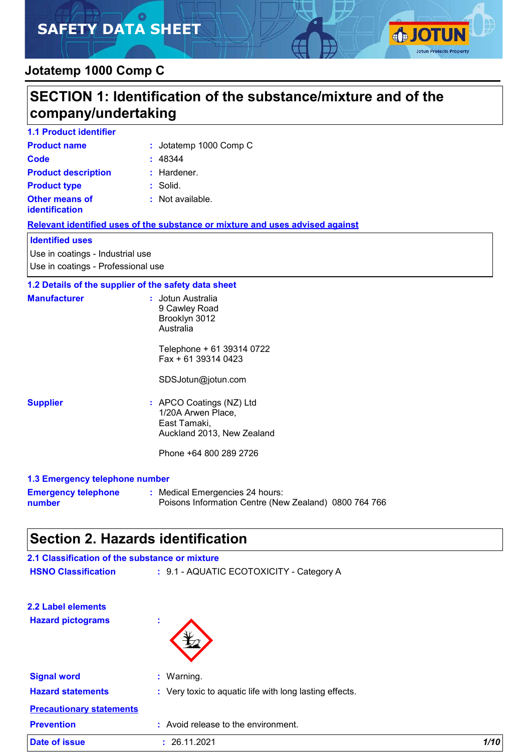# SAFETY DATA SHEET

## Jotatemp 1000 Comp C

## SECTION 1: Identification of the substance/mixture and of the company/undertaking

### 1.1 Product identifier

| | |
|---|---|
| **Product name** | : Jotatemp 1000 Comp C |
| **Code** | : 48344 |
| **Product description** | : Hardener. |
| **Product type** | : Solid. |
| **Other means of identification** | : Not available. |

**Relevant identified uses of the substance or mixture and uses advised against**

**Identified uses**

Use in coatings - Industrial use
Use in coatings - Professional use

### 1.2 Details of the supplier of the safety data sheet

**Manufacturer** : Jotun Australia
9 Cawley Road
Brooklyn 3012
Australia

Telephone + 61 39314 0722
Fax + 61 39314 0423

SDSJotun@jotun.com

**Supplier** : APCO Coatings (NZ) Ltd
1/20A Arwen Place,
East Tamaki,
Auckland 2013, New Zealand

Phone +64 800 289 2726

### 1.3 Emergency telephone number

**Emergency telephone number** : Medical Emergencies 24 hours:
Poisons Information Centre (New Zealand) 0800 764 766

## Section 2. Hazards identification

### 2.1 Classification of the substance or mixture

**HSNO Classification** : 9.1 - AQUATIC ECOTOXICITY - Category A

### 2.2 Label elements

**Hazard pictograms** :

**Signal word** : Warning.

**Hazard statements** : Very toxic to aquatic life with long lasting effects.

**Precautionary statements**

**Prevention** : Avoid release to the environment.

**Date of issue** : 26.11.2021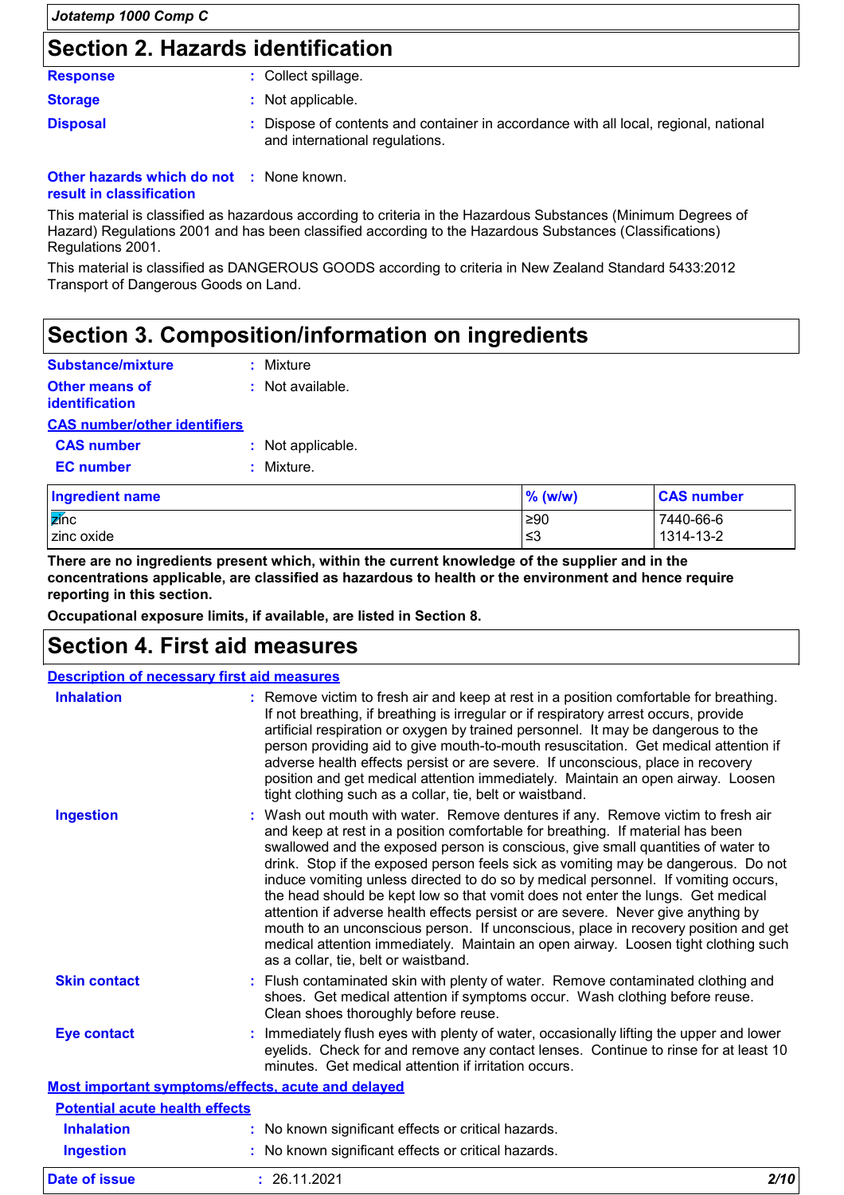## Section 2. Hazards identification

**Response** : Collect spillage.

**Storage** : Not applicable.

**Disposal** : Dispose of contents and container in accordance with all local, regional, national and international regulations.

**Other hazards which do not result in classification** : None known.

This material is classified as hazardous according to criteria in the Hazardous Substances (Minimum Degrees of Hazard) Regulations 2001 and has been classified according to the Hazardous Substances (Classifications) Regulations 2001.

This material is classified as DANGEROUS GOODS according to criteria in New Zealand Standard 5433:2012 Transport of Dangerous Goods on Land.

## Section 3. Composition/information on ingredients

**Substance/mixture** : Mixture

**Other means of identification** : Not available.

**CAS number/other identifiers**

**CAS number** : Not applicable.

**EC number** : Mixture.

| Ingredient name | % (w/w) | CAS number |
|---|---|---|
| zinc | ≥90 | 7440-66-6 |
| zinc oxide | ≤3 | 1314-13-2 |

**There are no ingredients present which, within the current knowledge of the supplier and in the concentrations applicable, are classified as hazardous to health or the environment and hence require reporting in this section.**

**Occupational exposure limits, if available, are listed in Section 8.**

## Section 4. First aid measures

**Description of necessary first aid measures**

**Inhalation** : Remove victim to fresh air and keep at rest in a position comfortable for breathing. If not breathing, if breathing is irregular or if respiratory arrest occurs, provide artificial respiration or oxygen by trained personnel. It may be dangerous to the person providing aid to give mouth-to-mouth resuscitation. Get medical attention if adverse health effects persist or are severe. If unconscious, place in recovery position and get medical attention immediately. Maintain an open airway. Loosen tight clothing such as a collar, tie, belt or waistband.

**Ingestion** : Wash out mouth with water. Remove dentures if any. Remove victim to fresh air and keep at rest in a position comfortable for breathing. If material has been swallowed and the exposed person is conscious, give small quantities of water to drink. Stop if the exposed person feels sick as vomiting may be dangerous. Do not induce vomiting unless directed to do so by medical personnel. If vomiting occurs, the head should be kept low so that vomit does not enter the lungs. Get medical attention if adverse health effects persist or are severe. Never give anything by mouth to an unconscious person. If unconscious, place in recovery position and get medical attention immediately. Maintain an open airway. Loosen tight clothing such as a collar, tie, belt or waistband.

**Skin contact** : Flush contaminated skin with plenty of water. Remove contaminated clothing and shoes. Get medical attention if symptoms occur. Wash clothing before reuse. Clean shoes thoroughly before reuse.

**Eye contact** : Immediately flush eyes with plenty of water, occasionally lifting the upper and lower eyelids. Check for and remove any contact lenses. Continue to rinse for at least 10 minutes. Get medical attention if irritation occurs.

**Most important symptoms/effects, acute and delayed**

**Potential acute health effects**

**Inhalation** : No known significant effects or critical hazards.

**Ingestion** : No known significant effects or critical hazards.

**Date of issue** : 26.11.2021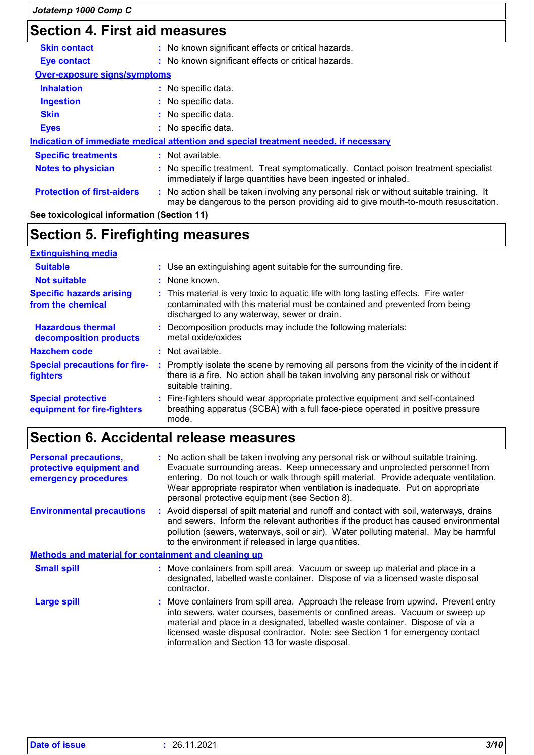## Section 4. First aid measures

**Skin contact** : No known significant effects or critical hazards.

**Eye contact** : No known significant effects or critical hazards.

### Over-exposure signs/symptoms

**Inhalation** : No specific data.

**Ingestion** : No specific data.

**Skin** : No specific data.

**Eyes** : No specific data.

### Indication of immediate medical attention and special treatment needed, if necessary

**Specific treatments** : Not available.

**Notes to physician** : No specific treatment. Treat symptomatically. Contact poison treatment specialist immediately if large quantities have been ingested or inhaled.

**Protection of first-aiders** : No action shall be taken involving any personal risk or without suitable training. It may be dangerous to the person providing aid to give mouth-to-mouth resuscitation.

**See toxicological information (Section 11)**

## Section 5. Firefighting measures

### Extinguishing media

**Suitable** : Use an extinguishing agent suitable for the surrounding fire.

**Not suitable** : None known.

**Specific hazards arising from the chemical** : This material is very toxic to aquatic life with long lasting effects. Fire water contaminated with this material must be contained and prevented from being discharged to any waterway, sewer or drain.

**Hazardous thermal decomposition products** : Decomposition products may include the following materials: metal oxide/oxides

**Hazchem code** : Not available.

**Special precautions for fire-fighters** : Promptly isolate the scene by removing all persons from the vicinity of the incident if there is a fire. No action shall be taken involving any personal risk or without suitable training.

**Special protective equipment for fire-fighters** : Fire-fighters should wear appropriate protective equipment and self-contained breathing apparatus (SCBA) with a full face-piece operated in positive pressure mode.

## Section 6. Accidental release measures

**Personal precautions, protective equipment and emergency procedures** : No action shall be taken involving any personal risk or without suitable training. Evacuate surrounding areas. Keep unnecessary and unprotected personnel from entering. Do not touch or walk through spilt material. Provide adequate ventilation. Wear appropriate respirator when ventilation is inadequate. Put on appropriate personal protective equipment (see Section 8).

**Environmental precautions** : Avoid dispersal of spilt material and runoff and contact with soil, waterways, drains and sewers. Inform the relevant authorities if the product has caused environmental pollution (sewers, waterways, soil or air). Water polluting material. May be harmful to the environment if released in large quantities.

### Methods and material for containment and cleaning up

**Small spill** : Move containers from spill area. Vacuum or sweep up material and place in a designated, labelled waste container. Dispose of via a licensed waste disposal contractor.

**Large spill** : Move containers from spill area. Approach the release from upwind. Prevent entry into sewers, water courses, basements or confined areas. Vacuum or sweep up material and place in a designated, labelled waste container. Dispose of via a licensed waste disposal contractor. Note: see Section 1 for emergency contact information and Section 13 for waste disposal.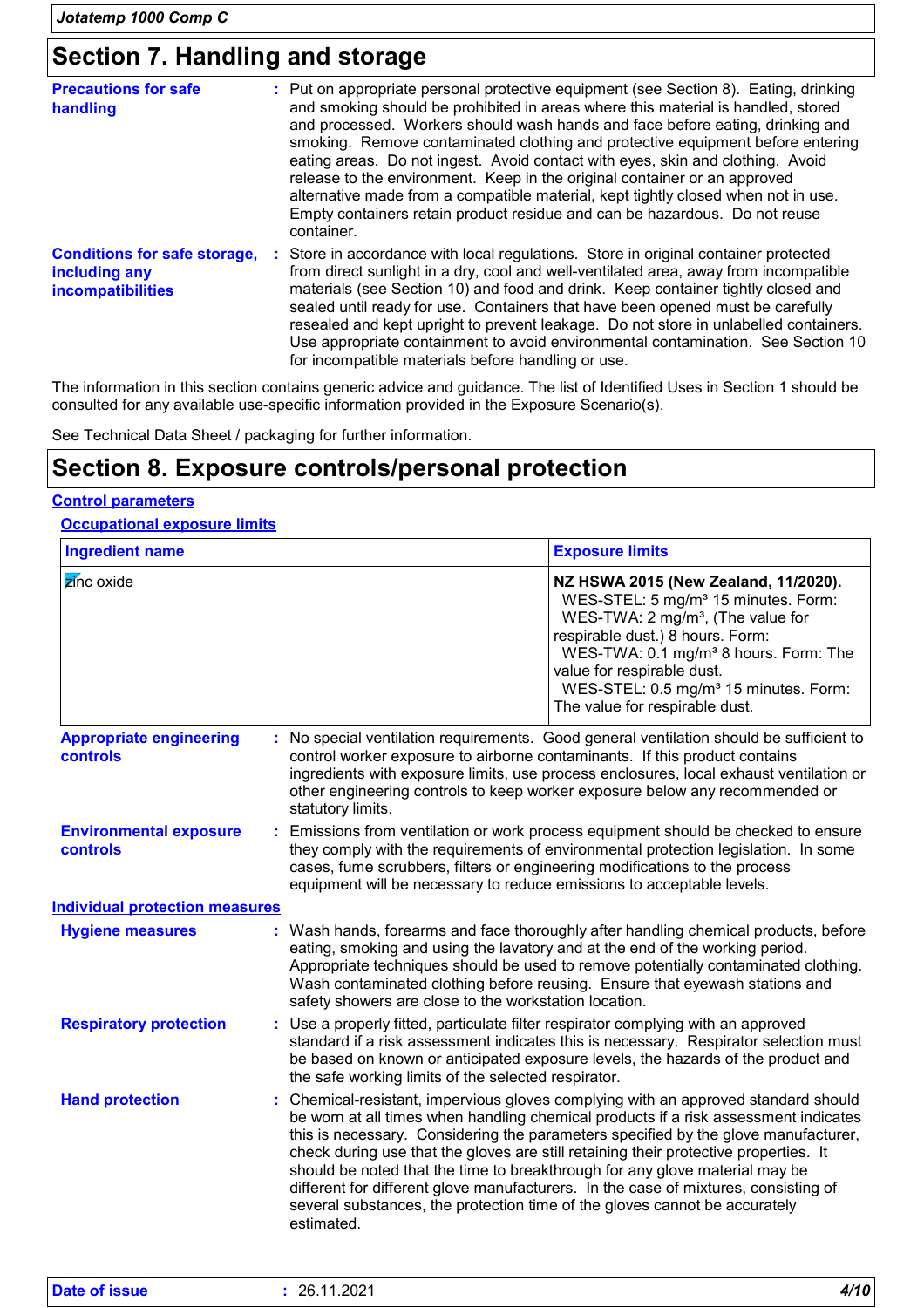# Section 7. Handling and storage

**Precautions for safe handling** : Put on appropriate personal protective equipment (see Section 8). Eating, drinking and smoking should be prohibited in areas where this material is handled, stored and processed. Workers should wash hands and face before eating, drinking and smoking. Remove contaminated clothing and protective equipment before entering eating areas. Do not ingest. Avoid contact with eyes, skin and clothing. Avoid release to the environment. Keep in the original container or an approved alternative made from a compatible material, kept tightly closed when not in use. Empty containers retain product residue and can be hazardous. Do not reuse container.

**Conditions for safe storage, including any incompatibilities** : Store in accordance with local regulations. Store in original container protected from direct sunlight in a dry, cool and well-ventilated area, away from incompatible materials (see Section 10) and food and drink. Keep container tightly closed and sealed until ready for use. Containers that have been opened must be carefully resealed and kept upright to prevent leakage. Do not store in unlabelled containers. Use appropriate containment to avoid environmental contamination. See Section 10 for incompatible materials before handling or use.

The information in this section contains generic advice and guidance. The list of Identified Uses in Section 1 should be consulted for any available use-specific information provided in the Exposure Scenario(s).

See Technical Data Sheet / packaging for further information.

# Section 8. Exposure controls/personal protection

## Control parameters

### Occupational exposure limits

| Ingredient name | Exposure limits |
|---|---|
| zinc oxide | **NZ HSWA 2015 (New Zealand, 11/2020).**<br>WES-STEL: 5 mg/m³ 15 minutes. Form:<br>WES-TWA: 2 mg/m³, (The value for respirable dust.) 8 hours. Form:<br>WES-TWA: 0.1 mg/m³ 8 hours. Form: The value for respirable dust.<br>WES-STEL: 0.5 mg/m³ 15 minutes. Form: The value for respirable dust. |

**Appropriate engineering controls** : No special ventilation requirements. Good general ventilation should be sufficient to control worker exposure to airborne contaminants. If this product contains ingredients with exposure limits, use process enclosures, local exhaust ventilation or other engineering controls to keep worker exposure below any recommended or statutory limits.

**Environmental exposure controls** : Emissions from ventilation or work process equipment should be checked to ensure they comply with the requirements of environmental protection legislation. In some cases, fume scrubbers, filters or engineering modifications to the process equipment will be necessary to reduce emissions to acceptable levels.

## Individual protection measures

**Hygiene measures** : Wash hands, forearms and face thoroughly after handling chemical products, before eating, smoking and using the lavatory and at the end of the working period. Appropriate techniques should be used to remove potentially contaminated clothing. Wash contaminated clothing before reusing. Ensure that eyewash stations and safety showers are close to the workstation location.

**Respiratory protection** : Use a properly fitted, particulate filter respirator complying with an approved standard if a risk assessment indicates this is necessary. Respirator selection must be based on known or anticipated exposure levels, the hazards of the product and the safe working limits of the selected respirator.

**Hand protection** : Chemical-resistant, impervious gloves complying with an approved standard should be worn at all times when handling chemical products if a risk assessment indicates this is necessary. Considering the parameters specified by the glove manufacturer, check during use that the gloves are still retaining their protective properties. It should be noted that the time to breakthrough for any glove material may be different for different glove manufacturers. In the case of mixtures, consisting of several substances, the protection time of the gloves cannot be accurately estimated.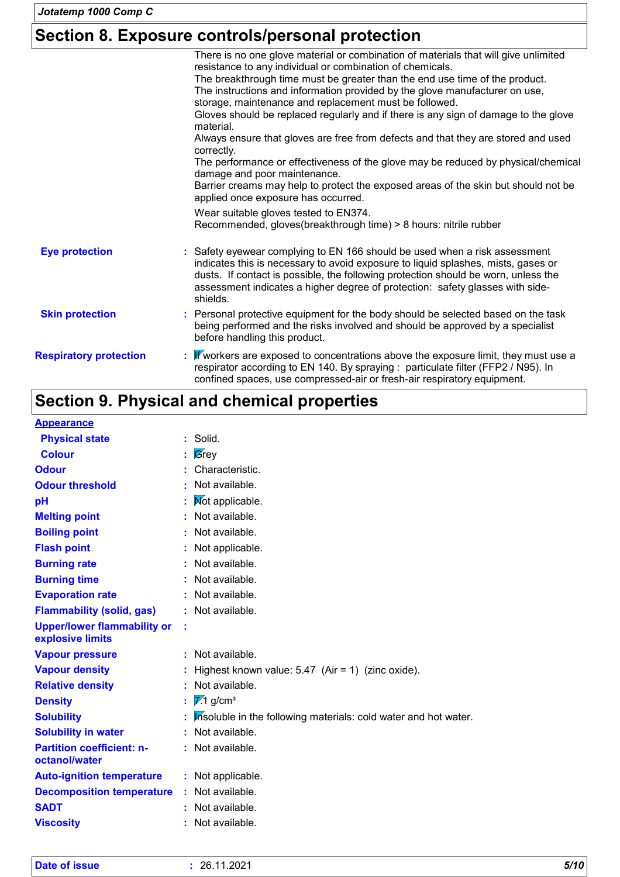## Section 8. Exposure controls/personal protection

There is no one glove material or combination of materials that will give unlimited resistance to any individual or combination of chemicals.
The breakthrough time must be greater than the end use time of the product.
The instructions and information provided by the glove manufacturer on use, storage, maintenance and replacement must be followed.
Gloves should be replaced regularly and if there is any sign of damage to the glove material.
Always ensure that gloves are free from defects and that they are stored and used correctly.
The performance or effectiveness of the glove may be reduced by physical/chemical damage and poor maintenance.
Barrier creams may help to protect the exposed areas of the skin but should not be applied once exposure has occurred.

Wear suitable gloves tested to EN374.
Recommended, gloves(breakthrough time) > 8 hours: nitrile rubber

| | | |
|---|---|---|
| **Eye protection** | : | Safety eyewear complying to EN 166 should be used when a risk assessment indicates this is necessary to avoid exposure to liquid splashes, mists, gases or dusts. If contact is possible, the following protection should be worn, unless the assessment indicates a higher degree of protection: safety glasses with side-shields. |
| **Skin protection** | : | Personal protective equipment for the body should be selected based on the task being performed and the risks involved and should be approved by a specialist before handling this product. |
| **Respiratory protection** | : | If workers are exposed to concentrations above the exposure limit, they must use a respirator according to EN 140. By spraying : particulate filter (FFP2 / N95). In confined spaces, use compressed-air or fresh-air respiratory equipment. |

## Section 9. Physical and chemical properties

**Appearance**

| | | |
|---|---|---|
| **Physical state** | : | Solid. |
| **Colour** | : | Grey |
| **Odour** | : | Characteristic. |
| **Odour threshold** | : | Not available. |
| **pH** | : | Not applicable. |
| **Melting point** | : | Not available. |
| **Boiling point** | : | Not available. |
| **Flash point** | : | Not applicable. |
| **Burning rate** | : | Not available. |
| **Burning time** | : | Not available. |
| **Evaporation rate** | : | Not available. |
| **Flammability (solid, gas)** | : | Not available. |
| **Upper/lower flammability or explosive limits** | : | |
| **Vapour pressure** | : | Not available. |
| **Vapour density** | : | Highest known value: 5.47 (Air = 1) (zinc oxide). |
| **Relative density** | : | Not available. |
| **Density** | : | 7.1 g/cm³ |
| **Solubility** | : | Insoluble in the following materials: cold water and hot water. |
| **Solubility in water** | : | Not available. |
| **Partition coefficient: n-octanol/water** | : | Not available. |
| **Auto-ignition temperature** | : | Not applicable. |
| **Decomposition temperature** | : | Not available. |
| **SADT** | : | Not available. |
| **Viscosity** | : | Not available. |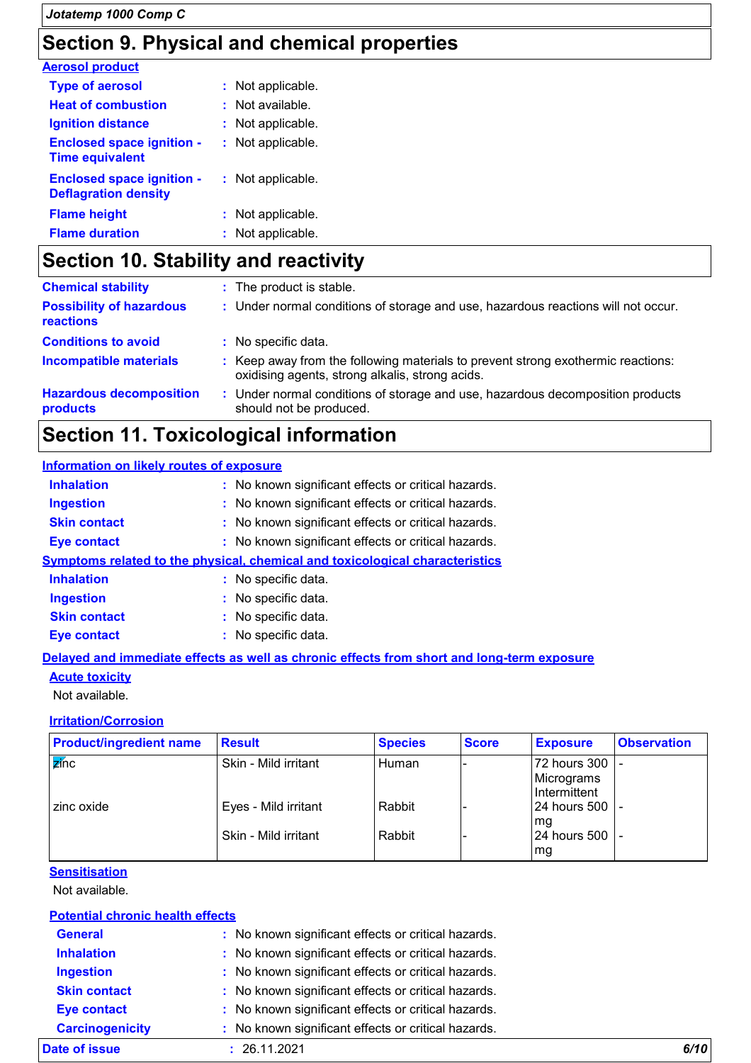## Section 9. Physical and chemical properties

### Aerosol product

**Type of aerosol** : Not applicable.

**Heat of combustion** : Not available.

**Ignition distance** : Not applicable.

**Enclosed space ignition - Time equivalent** : Not applicable.

**Enclosed space ignition - Deflagration density** : Not applicable.

**Flame height** : Not applicable.

**Flame duration** : Not applicable.

## Section 10. Stability and reactivity

**Chemical stability** : The product is stable.

**Possibility of hazardous reactions** : Under normal conditions of storage and use, hazardous reactions will not occur.

**Conditions to avoid** : No specific data.

**Incompatible materials** : Keep away from the following materials to prevent strong exothermic reactions: oxidising agents, strong alkalis, strong acids.

**Hazardous decomposition products** : Under normal conditions of storage and use, hazardous decomposition products should not be produced.

## Section 11. Toxicological information

### Information on likely routes of exposure

**Inhalation** : No known significant effects or critical hazards.

**Ingestion** : No known significant effects or critical hazards.

**Skin contact** : No known significant effects or critical hazards.

**Eye contact** : No known significant effects or critical hazards.

### Symptoms related to the physical, chemical and toxicological characteristics

**Inhalation** : No specific data.

**Ingestion** : No specific data.

**Skin contact** : No specific data.

**Eye contact** : No specific data.

### Delayed and immediate effects as well as chronic effects from short and long-term exposure

#### Acute toxicity

Not available.

#### Irritation/Corrosion

| Product/ingredient name | Result | Species | Score | Exposure | Observation |
|---|---|---|---|---|---|
| zinc | Skin - Mild irritant | Human | - | 72 hours 300 Micrograms Intermittent | - |
| zinc oxide | Eyes - Mild irritant | Rabbit | - | 24 hours 500 mg | - |
| | Skin - Mild irritant | Rabbit | - | 24 hours 500 mg | - |

#### Sensitisation

Not available.

#### Potential chronic health effects

**General** : No known significant effects or critical hazards.

**Inhalation** : No known significant effects or critical hazards.

**Ingestion** : No known significant effects or critical hazards.

**Skin contact** : No known significant effects or critical hazards.

**Eye contact** : No known significant effects or critical hazards.

**Carcinogenicity** : No known significant effects or critical hazards.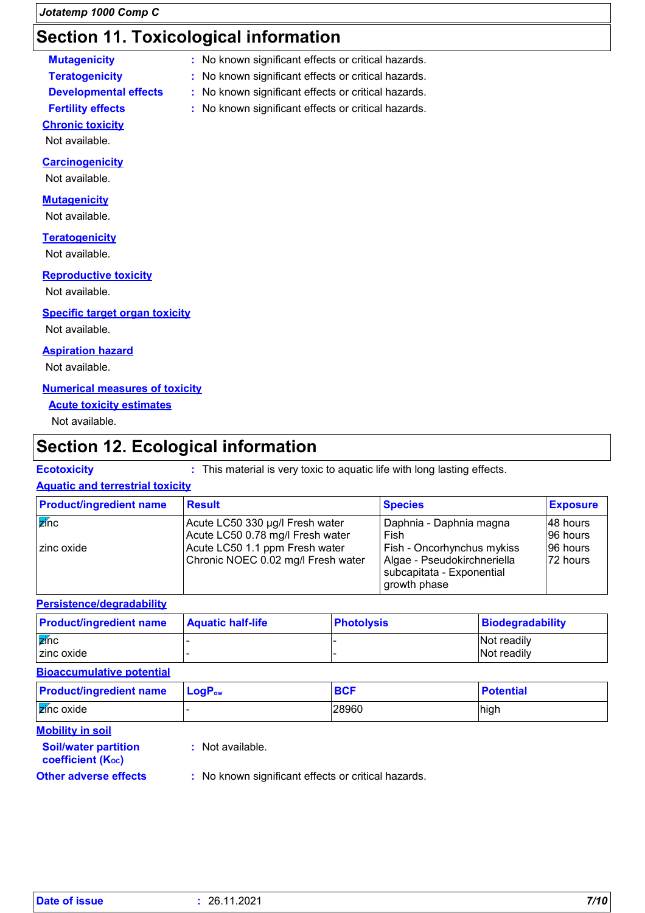## Section 11. Toxicological information

**Mutagenicity** : No known significant effects or critical hazards.

**Teratogenicity** : No known significant effects or critical hazards.

**Developmental effects** : No known significant effects or critical hazards.

**Fertility effects** : No known significant effects or critical hazards.

**Chronic toxicity**

Not available.

**Carcinogenicity**

Not available.

**Mutagenicity**

Not available.

**Teratogenicity**

Not available.

**Reproductive toxicity**

Not available.

**Specific target organ toxicity**

Not available.

**Aspiration hazard**

Not available.

**Numerical measures of toxicity**

**Acute toxicity estimates**

Not available.

## Section 12. Ecological information

**Ecotoxicity** : This material is very toxic to aquatic life with long lasting effects.

**Aquatic and terrestrial toxicity**

| Product/ingredient name | Result | Species | Exposure |
|---|---|---|---|
| zinc | Acute LC50 330 µg/l Fresh water | Daphnia - Daphnia magna | 48 hours |
| | Acute LC50 0.78 mg/l Fresh water | Fish | 96 hours |
| zinc oxide | Acute LC50 1.1 ppm Fresh water | Fish - Oncorhynchus mykiss | 96 hours |
| | Chronic NOEC 0.02 mg/l Fresh water | Algae - Pseudokirchneriella subcapitata - Exponential growth phase | 72 hours |

**Persistence/degradability**

| Product/ingredient name | Aquatic half-life | Photolysis | Biodegradability |
|---|---|---|---|
| zinc | - | - | Not readily |
| zinc oxide | - | - | Not readily |

**Bioaccumulative potential**

| Product/ingredient name | $LogP_{ow}$ | BCF | Potential |
|---|---|---|---|
| zinc oxide | - | 28960 | high |

**Mobility in soil**

**Soil/water partition coefficient ($K_{OC}$)** : Not available.

**Other adverse effects** : No known significant effects or critical hazards.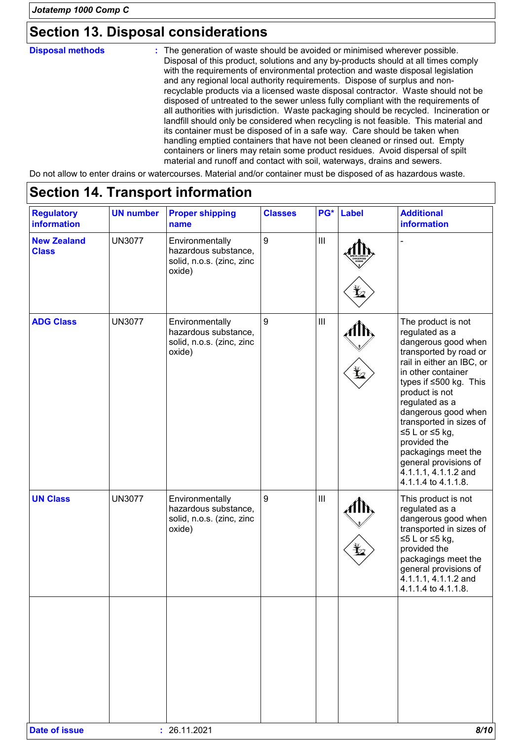## Section 13. Disposal considerations

**Disposal methods** : The generation of waste should be avoided or minimised wherever possible. Disposal of this product, solutions and any by-products should at all times comply with the requirements of environmental protection and waste disposal legislation and any regional local authority requirements. Dispose of surplus and non-recyclable products via a licensed waste disposal contractor. Waste should not be disposed of untreated to the sewer unless fully compliant with the requirements of all authorities with jurisdiction. Waste packaging should be recycled. Incineration or landfill should only be considered when recycling is not feasible. This material and its container must be disposed of in a safe way. Care should be taken when handling emptied containers that have not been cleaned or rinsed out. Empty containers or liners may retain some product residues. Avoid dispersal of spilt material and runoff and contact with soil, waterways, drains and sewers.

Do not allow to enter drains or watercourses. Material and/or container must be disposed of as hazardous waste.

## Section 14. Transport information

| Regulatory information | UN number | Proper shipping name | Classes | PG* | Label | Additional information |
|---|---|---|---|---|---|---|
| **New Zealand Class** | UN3077 | Environmentally hazardous substance, solid, n.o.s. (zinc, zinc oxide) | 9 | III | | - |
| **ADG Class** | UN3077 | Environmentally hazardous substance, solid, n.o.s. (zinc, zinc oxide) | 9 | III | | The product is not regulated as a dangerous good when transported by road or rail in either an IBC, or in other container types if ≤500 kg. This product is not regulated as a dangerous good when transported in sizes of ≤5 L or ≤5 kg, provided the packagings meet the general provisions of 4.1.1.1, 4.1.1.2 and 4.1.1.4 to 4.1.1.8. |
| **UN Class** | UN3077 | Environmentally hazardous substance, solid, n.o.s. (zinc, zinc oxide) | 9 | III | | This product is not regulated as a dangerous good when transported in sizes of ≤5 L or ≤5 kg, provided the packagings meet the general provisions of 4.1.1.1, 4.1.1.2 and 4.1.1.4 to 4.1.1.8. |

**Date of issue** : 26.11.2021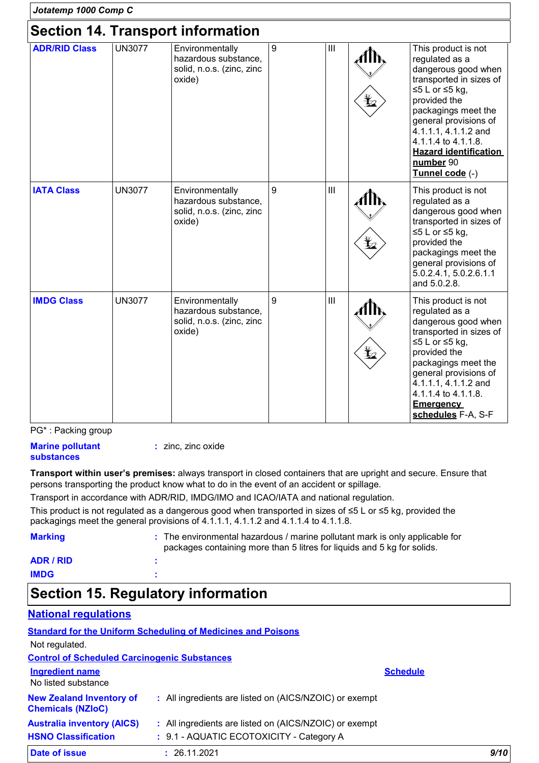## Section 14. Transport information

| | | | | | | |
|---|---|---|---|---|---|---|
| **ADR/RID Class** | UN3077 | Environmentally hazardous substance, solid, n.o.s. (zinc, zinc oxide) | 9 | III | | This product is not regulated as a dangerous good when transported in sizes of ≤5 L or ≤5 kg, provided the packagings meet the general provisions of 4.1.1.1, 4.1.1.2 and 4.1.1.4 to 4.1.1.8. **Hazard identification number** 90 **Tunnel code** (-) |
| **IATA Class** | UN3077 | Environmentally hazardous substance, solid, n.o.s. (zinc, zinc oxide) | 9 | III | | This product is not regulated as a dangerous good when transported in sizes of ≤5 L or ≤5 kg, provided the packagings meet the general provisions of 5.0.2.4.1, 5.0.2.6.1.1 and 5.0.2.8. |
| **IMDG Class** | UN3077 | Environmentally hazardous substance, solid, n.o.s. (zinc, zinc oxide) | 9 | III | | This product is not regulated as a dangerous good when transported in sizes of ≤5 L or ≤5 kg, provided the packagings meet the general provisions of 4.1.1.1, 4.1.1.2 and 4.1.1.4 to 4.1.1.8. **Emergency schedules** F-A, S-F |

PG* : Packing group

**Marine pollutant substances** : zinc, zinc oxide

**Transport within user's premises:** always transport in closed containers that are upright and secure. Ensure that persons transporting the product know what to do in the event of an accident or spillage.

Transport in accordance with ADR/RID, IMDG/IMO and ICAO/IATA and national regulation.

This product is not regulated as a dangerous good when transported in sizes of ≤5 L or ≤5 kg, provided the packagings meet the general provisions of 4.1.1.1, 4.1.1.2 and 4.1.1.4 to 4.1.1.8.

**Marking** : The environmental hazardous / marine pollutant mark is only applicable for packages containing more than 5 litres for liquids and 5 kg for solids.

**ADR / RID** :

**IMDG** :

## Section 15. Regulatory information

### National regulations

**Standard for the Uniform Scheduling of Medicines and Poisons**

Not regulated.

**Control of Scheduled Carcinogenic Substances**

| Ingredient name | Schedule |
|---|---|
| No listed substance | |

**New Zealand Inventory of Chemicals (NZIoC)** : All ingredients are listed on (AICS/NZOIC) or exempt

**Australia inventory (AICS)** : All ingredients are listed on (AICS/NZOIC) or exempt

**HSNO Classification** : 9.1 - AQUATIC ECOTOXICITY - Category A

**Date of issue** : 26.11.2021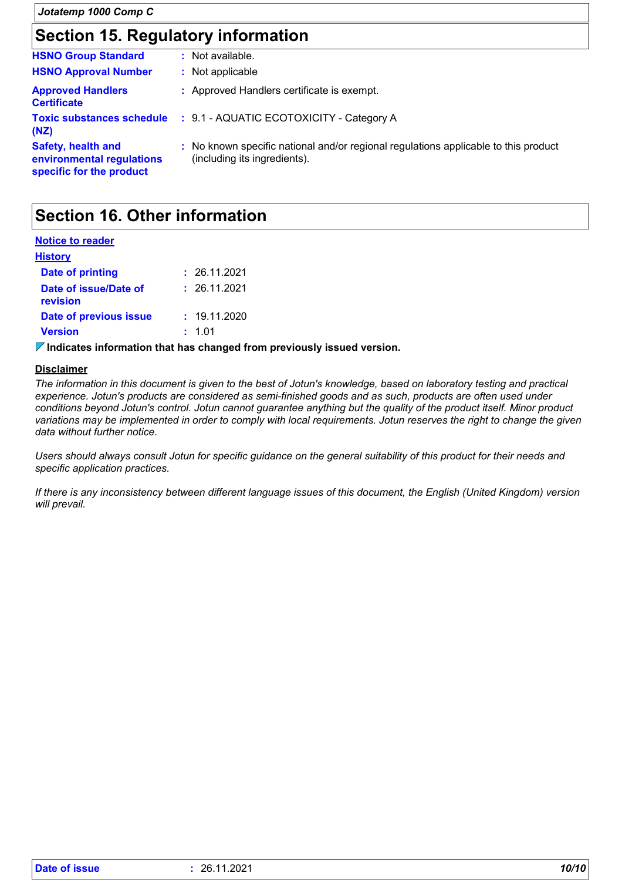## Section 15. Regulatory information

| | |
|---|---|
| **HSNO Group Standard** | : Not available. |
| **HSNO Approval Number** | : Not applicable |
| **Approved Handlers Certificate** | : Approved Handlers certificate is exempt. |
| **Toxic substances schedule (NZ)** | : 9.1 - AQUATIC ECOTOXICITY - Category A |
| **Safety, health and environmental regulations specific for the product** | : No known specific national and/or regional regulations applicable to this product (including its ingredients). |

## Section 16. Other information

**Notice to reader**

**History**

| | |
|---|---|
| **Date of printing** | : 26.11.2021 |
| **Date of issue/Date of revision** | : 26.11.2021 |
| **Date of previous issue** | : 19.11.2020 |
| **Version** | : 1.01 |

**Indicates information that has changed from previously issued version.**

**Disclaimer**

*The information in this document is given to the best of Jotun's knowledge, based on laboratory testing and practical experience. Jotun's products are considered as semi-finished goods and as such, products are often used under conditions beyond Jotun's control. Jotun cannot guarantee anything but the quality of the product itself. Minor product variations may be implemented in order to comply with local requirements. Jotun reserves the right to change the given data without further notice.*

*Users should always consult Jotun for specific guidance on the general suitability of this product for their needs and specific application practices.*

*If there is any inconsistency between different language issues of this document, the English (United Kingdom) version will prevail.*